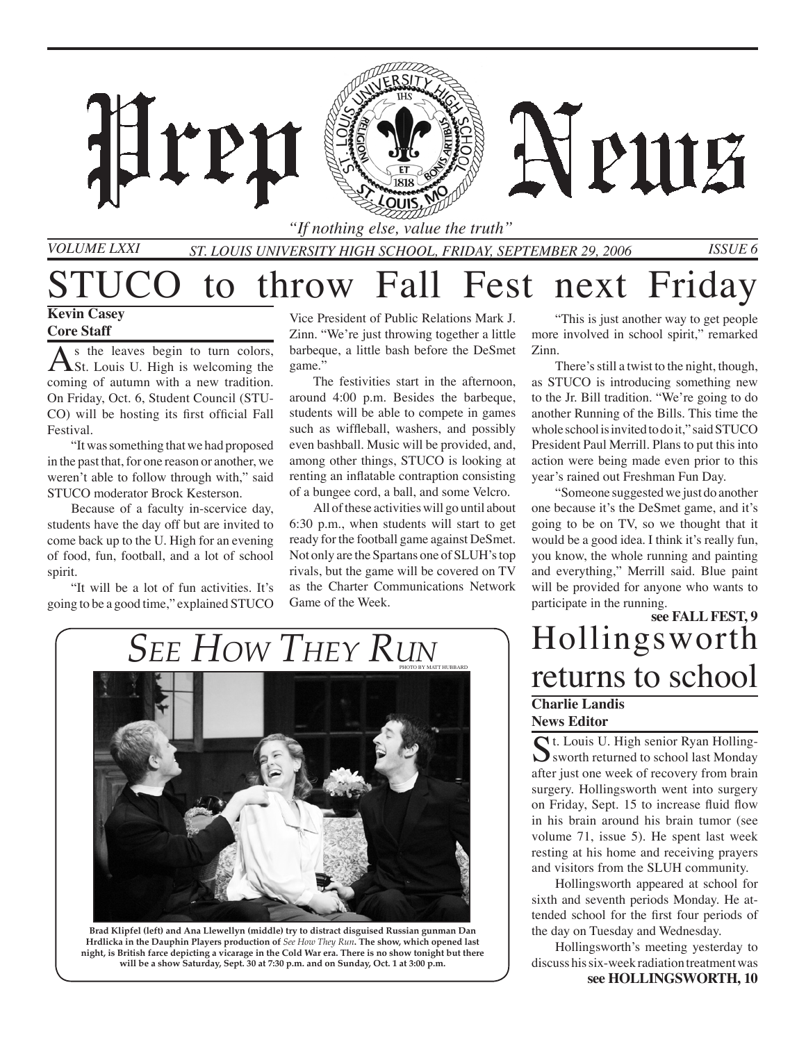# Prep News

*"If nothing else, value the truth"*

VOLUME LXXI — ST. LOUIS UNIVERSITY HIGH SCHOOL, FRIDAY, SEPTEMBER 29, 2006 — ISSUE 6

# STUCO to throw Fall Fest next Friday

**Kevin Casey**
**Core Staff**

As the leaves begin to turn colors, St. Louis U. High is welcoming the coming of autumn with a new tradition. On Friday, Oct. 6, Student Council (STUCO) will be hosting its first official Fall Festival.

"It was something that we had proposed in the past that, for one reason or another, we weren't able to follow through with," said STUCO moderator Brock Kesterson.

Because of a faculty in-scervice day, students have the day off but are invited to come back up to the U. High for an evening of food, fun, football, and a lot of school spirit.

"It will be a lot of fun activities. It's going to be a good time," explained STUCO Vice President of Public Relations Mark J. Zinn. "We're just throwing together a little barbeque, a little bash before the DeSmet game."

The festivities start in the afternoon, around 4:00 p.m. Besides the barbeque, students will be able to compete in games such as wiffleball, washers, and possibly even bashball. Music will be provided, and, among other things, STUCO is looking at renting an inflatable contraption consisting of a bungee cord, a ball, and some Velcro.

All of these activities will go until about 6:30 p.m., when students will start to get ready for the football game against DeSmet. Not only are the Spartans one of SLUH's top rivals, but the game will be covered on TV as the Charter Communications Network Game of the Week.

"This is just another way to get people more involved in school spirit," remarked Zinn.

There's still a twist to the night, though, as STUCO is introducing something new to the Jr. Bill tradition. "We're going to do another Running of the Bills. This time the whole school is invited to do it," said STUCO President Paul Merrill. Plans to put this into action were being made even prior to this year's rained out Freshman Fun Day.

"Someone suggested we just do another one because it's the DeSmet game, and it's going to be on TV, so we thought that it would be a good idea. I think it's really fun, you know, the whole running and painting and everything," Merrill said. Blue paint will be provided for anyone who wants to participate in the running.

**see FALL FEST, 9**

## *See How They Run*

PHOTO BY MATT HUBBARD

**Brad Klipfel (left) and Ana Llewellyn (middle) try to distract disguised Russian gunman Dan Hrdlicka in the Dauphin Players production of *See How They Run*. The show, which opened last night, is British farce depicting a vicarage in the Cold War era. There is no show tonight but there will be a show Saturday, Sept. 30 at 7:30 p.m. and on Sunday, Oct. 1 at 3:00 p.m.**

# Hollingsworth returns to school

**Charlie Landis**
**News Editor**

St. Louis U. High senior Ryan Hollingsworth returned to school last Monday after just one week of recovery from brain surgery. Hollingsworth went into surgery on Friday, Sept. 15 to increase fluid flow in his brain around his brain tumor (see volume 71, issue 5). He spent last week resting at his home and receiving prayers and visitors from the SLUH community.

Hollingsworth appeared at school for sixth and seventh periods Monday. He attended school for the first four periods of the day on Tuesday and Wednesday.

Hollingsworth's meeting yesterday to discuss his six-week radiation treatment was

**see HOLLINGSWORTH, 10**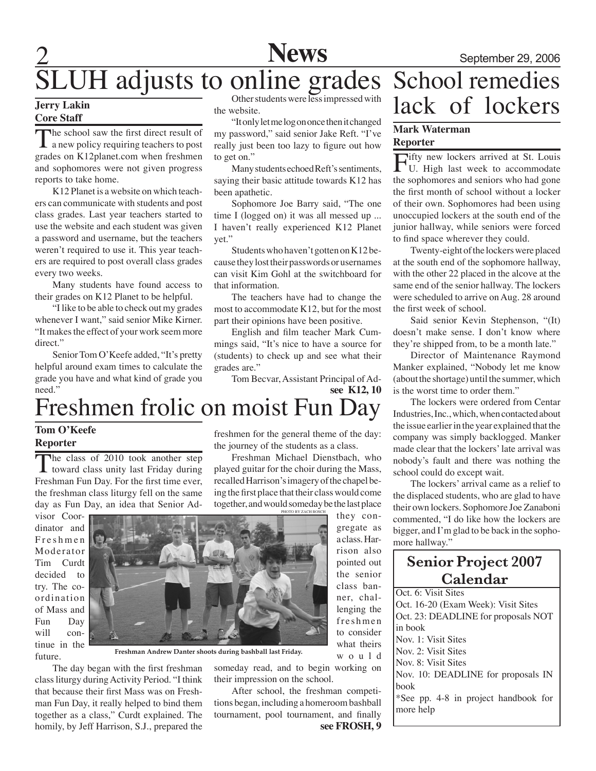# SLUH adjusts to online grades

**Jerry Lakin**
**Core Staff**

The school saw the first direct result of a new policy requiring teachers to post grades on K12planet.com when freshmen and sophomores were not given progress reports to take home.

K12 Planet is a website on which teachers can communicate with students and post class grades. Last year teachers started to use the website and each student was given a password and username, but the teachers weren't required to use it. This year teachers are required to post overall class grades every two weeks.

Many students have found access to their grades on K12 Planet to be helpful.

"I like to be able to check out my grades whenever I want," said senior Mike Kirner. "It makes the effect of your work seem more direct."

Senior Tom O'Keefe added, "It's pretty helpful around exam times to calculate the grade you have and what kind of grade you need."

Other students were less impressed with the website.

"It only let me log on once then it changed my password," said senior Jake Reft. "I've really just been too lazy to figure out how to get on."

Many students echoed Reft's sentiments, saying their basic attitude towards K12 has been apathetic.

Sophomore Joe Barry said, "The one time I (logged on) it was all messed up ... I haven't really experienced K12 Planet yet."

Students who haven't gotten on K12 because they lost their passwords or usernames can visit Kim Gohl at the switchboard for that information.

The teachers have had to change the most to accommodate K12, but for the most part their opinions have been positive.

English and film teacher Mark Cummings said, "It's nice to have a source for (students) to check up and see what their grades are."

Tom Becvar, Assistant Principal of Ad-

**see K12, 10**

# School remedies lack of lockers

**Mark Waterman**
**Reporter**

Fifty new lockers arrived at St. Louis U. High last week to accommodate the sophomores and seniors who had gone the first month of school without a locker of their own. Sophomores had been using unoccupied lockers at the south end of the junior hallway, while seniors were forced to find space wherever they could.

Twenty-eight of the lockers were placed at the south end of the sophomore hallway, with the other 22 placed in the alcove at the same end of the senior hallway. The lockers were scheduled to arrive on Aug. 28 around the first week of school.

Said senior Kevin Stephenson, "(It) doesn't make sense. I don't know where they're shipped from, to be a month late."

Director of Maintenance Raymond Manker explained, "Nobody let me know (about the shortage) until the summer, which is the worst time to order them."

The lockers were ordered from Centar Industries, Inc., which, when contacted about the issue earlier in the year explained that the company was simply backlogged. Manker made clear that the lockers' late arrival was nobody's fault and there was nothing the school could do except wait.

The lockers' arrival came as a relief to the displaced students, who are glad to have their own lockers. Sophomore Joe Zanaboni commented, "I do like how the lockers are bigger, and I'm glad to be back in the sophomore hallway."

# Freshmen frolic on moist Fun Day

**Tom O'Keefe**
**Reporter**

The class of 2010 took another step toward class unity last Friday during Freshman Fun Day. For the first time ever, the freshman class liturgy fell on the same day as Fun Day, an idea that Senior Advisor Coordinator and Freshmen Moderator Tim Curdt decided to try. The coordination of Mass and Fun Day will continue in the future.

The day began with the first freshman class liturgy during Activity Period. "I think that because their first Mass was on Freshman Fun Day, it really helped to bind them together as a class," Curdt explained. The homily, by Jeff Harrison, S.J., prepared the freshmen for the general theme of the day: the journey of the students as a class.

Freshman Michael Dienstbach, who played guitar for the choir during the Mass, recalled Harrison's imagery of the chapel being the first place that their class would come together, and would someday be the last place they congregate as a class. Harrison also pointed out the senior class banner, challenging the freshmen to consider what theirs would someday read, and to begin working on their impression on the school.

PHOTO BY ZACH BOSCH

Freshman Andrew Danter shoots during bashball last Friday.

After school, the freshman competitions began, including a homeroom bashball tournament, pool tournament, and finally

**see FROSH, 9**

## Senior Project 2007 Calendar

Oct. 6: Visit Sites
Oct. 16-20 (Exam Week): Visit Sites
Oct. 23: DEADLINE for proposals NOT in book
Nov. 1: Visit Sites
Nov. 2: Visit Sites
Nov. 8: Visit Sites
Nov. 10: DEADLINE for proposals IN book
*See pp. 4-8 in project handbook for more help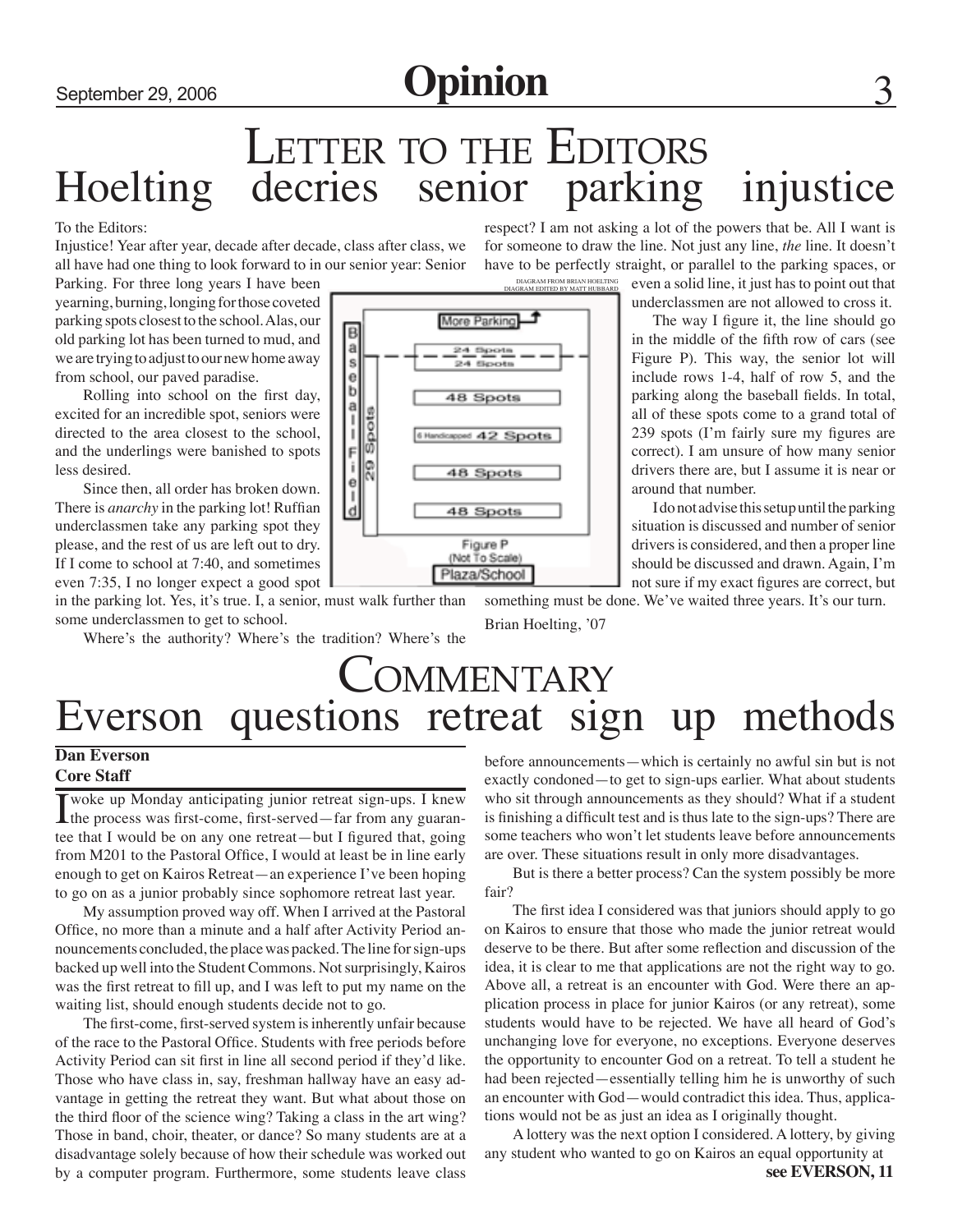# Opinion

## LETTER TO THE EDITORS
## Hoelting decries senior parking injustice

To the Editors:

Injustice! Year after year, decade after decade, class after class, we all have had one thing to look forward to in our senior year: Senior Parking. For three long years I have been yearning, burning, longing for those coveted parking spots closest to the school. Alas, our old parking lot has been turned to mud, and we are trying to adjust to our new home away from school, our paved paradise.

Rolling into school on the first day, excited for an incredible spot, seniors were directed to the area closest to the school, and the underlings were banished to spots less desired.

Since then, all order has broken down. There is *anarchy* in the parking lot! Ruffian underclassmen take any parking spot they please, and the rest of us are left out to dry. If I come to school at 7:40, and sometimes even 7:35, I no longer expect a good spot in the parking lot. Yes, it's true. I, a senior, must walk further than some underclassmen to get to school.

Where's the authority? Where's the tradition? Where's the respect? I am not asking a lot of the powers that be. All I want is for someone to draw the line. Not just any line, *the* line. It doesn't have to be perfectly straight, or parallel to the parking spaces, or even a solid line, it just has to point out that underclassmen are not allowed to cross it.

DIAGRAM FROM BRIAN HOELTING
DIAGRAM EDITED BY MATT HUBBARD

Figure P (Not To Scale)

The way I figure it, the line should go in the middle of the fifth row of cars (see Figure P). This way, the senior lot will include rows 1-4, half of row 5, and the parking along the baseball fields. In total, all of these spots come to a grand total of 239 spots (I'm fairly sure my figures are correct). I am unsure of how many senior drivers there are, but I assume it is near or around that number.

I do not advise this setup until the parking situation is discussed and number of senior drivers is considered, and then a proper line should be discussed and drawn. Again, I'm not sure if my exact figures are correct, but something must be done. We've waited three years. It's our turn.

Brian Hoelting, '07

## COMMENTARY
## Everson questions retreat sign up methods

**Dan Everson**
**Core Staff**

I woke up Monday anticipating junior retreat sign-ups. I knew the process was first-come, first-served—far from any guarantee that I would be on any one retreat—but I figured that, going from M201 to the Pastoral Office, I would at least be in line early enough to get on Kairos Retreat—an experience I've been hoping to go on as a junior probably since sophomore retreat last year.

My assumption proved way off. When I arrived at the Pastoral Office, no more than a minute and a half after Activity Period announcements concluded, the place was packed. The line for sign-ups backed up well into the Student Commons. Not surprisingly, Kairos was the first retreat to fill up, and I was left to put my name on the waiting list, should enough students decide not to go.

The first-come, first-served system is inherently unfair because of the race to the Pastoral Office. Students with free periods before Activity Period can sit first in line all second period if they'd like. Those who have class in, say, freshman hallway have an easy advantage in getting the retreat they want. But what about those on the third floor of the science wing? Taking a class in the art wing? Those in band, choir, theater, or dance? So many students are at a disadvantage solely because of how their schedule was worked out by a computer program. Furthermore, some students leave class before announcements—which is certainly no awful sin but is not exactly condoned—to get to sign-ups earlier. What about students who sit through announcements as they should? What if a student is finishing a difficult test and is thus late to the sign-ups? There are some teachers who won't let students leave before announcements are over. These situations result in only more disadvantages.

But is there a better process? Can the system possibly be more fair?

The first idea I considered was that juniors should apply to go on Kairos to ensure that those who made the junior retreat would deserve to be there. But after some reflection and discussion of the idea, it is clear to me that applications are not the right way to go. Above all, a retreat is an encounter with God. Were there an application process in place for junior Kairos (or any retreat), some students would have to be rejected. We have all heard of God's unchanging love for everyone, no exceptions. Everyone deserves the opportunity to encounter God on a retreat. To tell a student he had been rejected—essentially telling him he is unworthy of such an encounter with God—would contradict this idea. Thus, applications would not be as just an idea as I originally thought.

A lottery was the next option I considered. A lottery, by giving any student who wanted to go on Kairos an equal opportunity at

**see EVERSON, 11**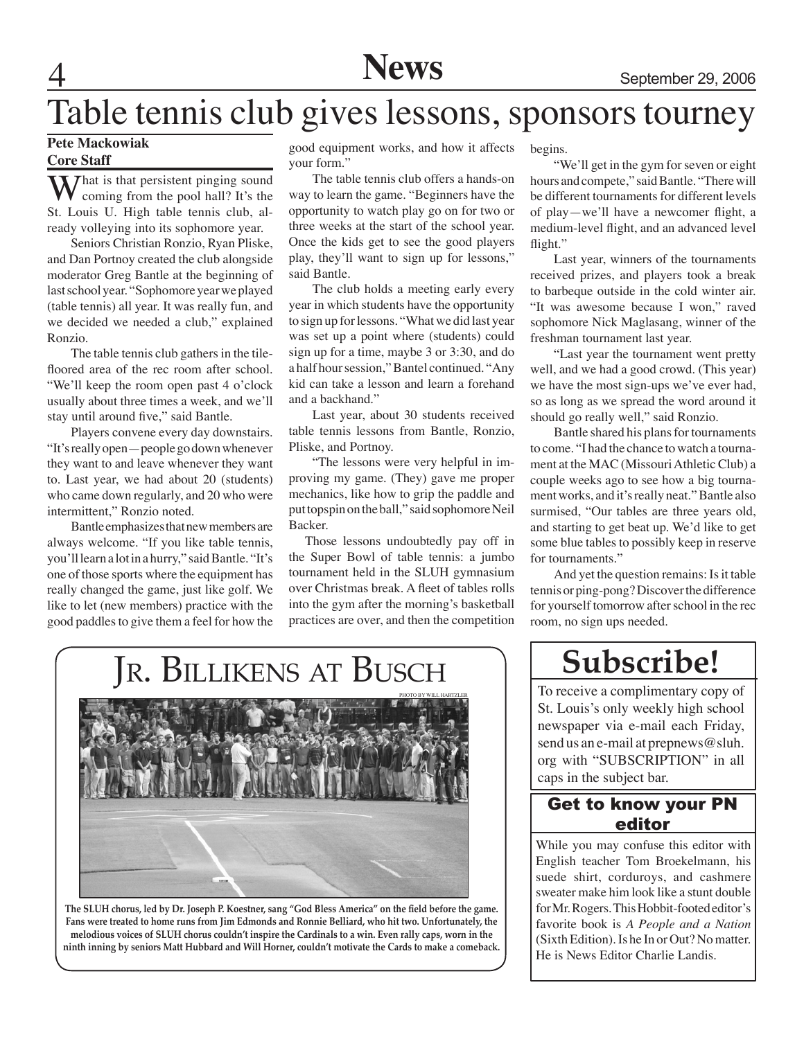# Table tennis club gives lessons, sponsors tourney

**Pete Mackowiak**
**Core Staff**

What is that persistent pinging sound coming from the pool hall? It's the St. Louis U. High table tennis club, already volleying into its sophomore year.

Seniors Christian Ronzio, Ryan Pliske, and Dan Portnoy created the club alongside moderator Greg Bantle at the beginning of last school year. "Sophomore year we played (table tennis) all year. It was really fun, and we decided we needed a club," explained Ronzio.

The table tennis club gathers in the tile-floored area of the rec room after school. "We'll keep the room open past 4 o'clock usually about three times a week, and we'll stay until around five," said Bantle.

Players convene every day downstairs. "It's really open—people go down whenever they want to and leave whenever they want to. Last year, we had about 20 (students) who came down regularly, and 20 who were intermittent," Ronzio noted.

Bantle emphasizes that new members are always welcome. "If you like table tennis, you'll learn a lot in a hurry," said Bantle. "It's one of those sports where the equipment has really changed the game, just like golf. We like to let (new members) practice with the good paddles to give them a feel for how the good equipment works, and how it affects your form."

The table tennis club offers a hands-on way to learn the game. "Beginners have the opportunity to watch play go on for two or three weeks at the start of the school year. Once the kids get to see the good players play, they'll want to sign up for lessons," said Bantle.

The club holds a meeting early every year in which students have the opportunity to sign up for lessons. "What we did last year was set up a point where (students) could sign up for a time, maybe 3 or 3:30, and do a half hour session," Bantel continued. "Any kid can take a lesson and learn a forehand and a backhand."

Last year, about 30 students received table tennis lessons from Bantle, Ronzio, Pliske, and Portnoy.

"The lessons were very helpful in improving my game. (They) gave me proper mechanics, like how to grip the paddle and put topspin on the ball," said sophomore Neil Backer.

Those lessons undoubtedly pay off in the Super Bowl of table tennis: a jumbo tournament held in the SLUH gymnasium over Christmas break. A fleet of tables rolls into the gym after the morning's basketball practices are over, and then the competition begins.

"We'll get in the gym for seven or eight hours and compete," said Bantle. "There will be different tournaments for different levels of play—we'll have a newcomer flight, a medium-level flight, and an advanced level flight."

Last year, winners of the tournaments received prizes, and players took a break to barbeque outside in the cold winter air. "It was awesome because I won," raved sophomore Nick Maglasang, winner of the freshman tournament last year.

"Last year the tournament went pretty well, and we had a good crowd. (This year) we have the most sign-ups we've ever had, so as long as we spread the word around it should go really well," said Ronzio.

Bantle shared his plans for tournaments to come. "I had the chance to watch a tournament at the MAC (Missouri Athletic Club) a couple weeks ago to see how a big tournament works, and it's really neat." Bantle also surmised, "Our tables are three years old, and starting to get beat up. We'd like to get some blue tables to possibly keep in reserve for tournaments."

And yet the question remains: Is it table tennis or ping-pong? Discover the difference for yourself tomorrow after school in the rec room, no sign ups needed.

## Jr. Billikens at Busch

PHOTO BY WILL HARTZLER

**The SLUH chorus, led by Dr. Joseph P. Koestner, sang "God Bless America" on the field before the game. Fans were treated to home runs from Jim Edmonds and Ronnie Belliard, who hit two. Unfortunately, the melodious voices of SLUH chorus couldn't inspire the Cardinals to a win. Even rally caps, worn in the ninth inning by seniors Matt Hubbard and Will Horner, couldn't motivate the Cards to make a comeback.**

## Subscribe!

To receive a complimentary copy of St. Louis's only weekly high school newspaper via e-mail each Friday, send us an e-mail at prepnews@sluh.org with "SUBSCRIPTION" in all caps in the subject bar.

### Get to know your PN editor

While you may confuse this editor with English teacher Tom Broekelmann, his suede shirt, corduroys, and cashmere sweater make him look like a stunt double for Mr. Rogers. This Hobbit-footed editor's favorite book is *A People and a Nation* (Sixth Edition). Is he In or Out? No matter. He is News Editor Charlie Landis.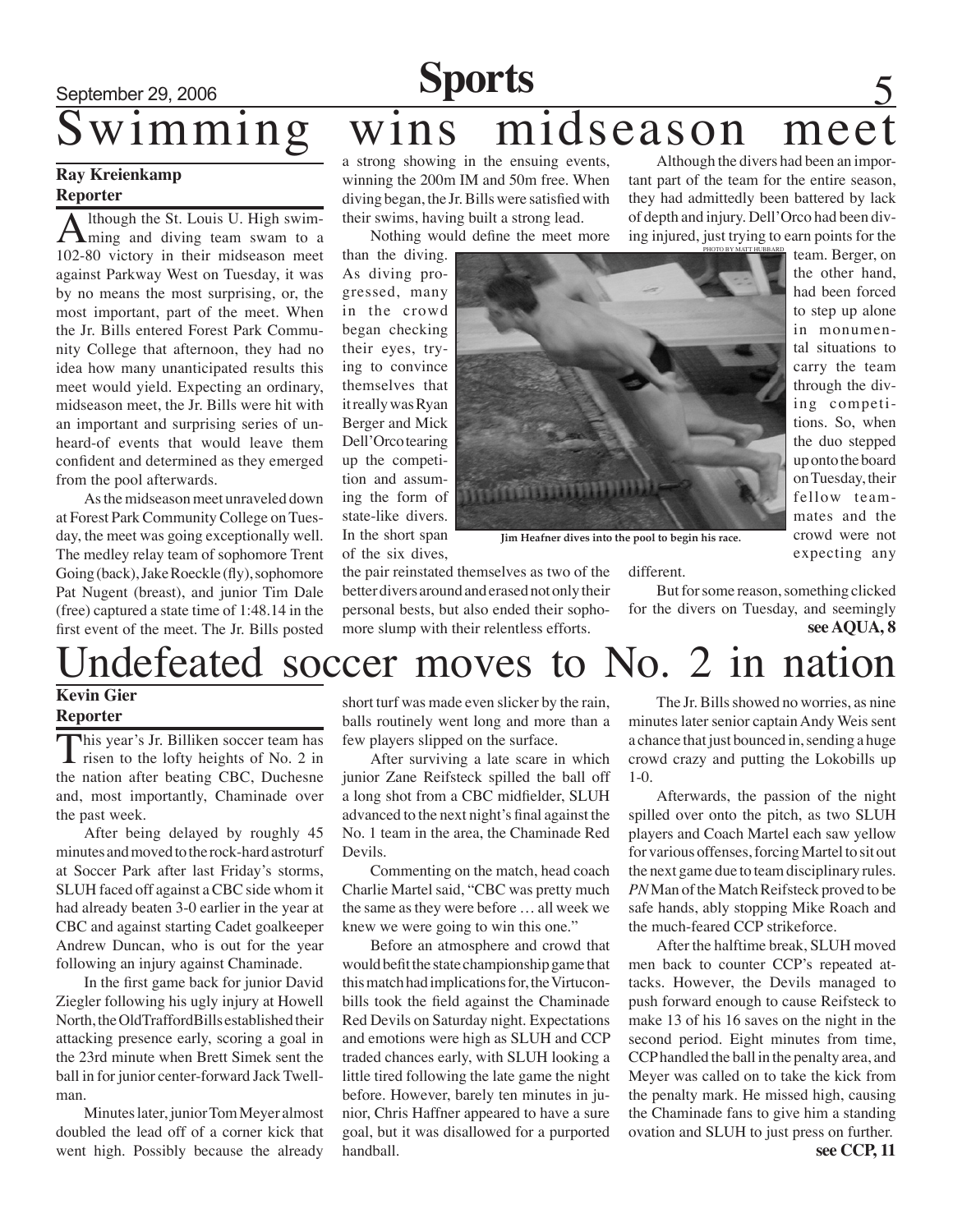# Swimming wins midseason meet

**Ray Kreienkamp**
**Reporter**

Although the St. Louis U. High swimming and diving team swam to a 102-80 victory in their midseason meet against Parkway West on Tuesday, it was by no means the most surprising, or, the most important, part of the meet. When the Jr. Bills entered Forest Park Community College that afternoon, they had no idea how many unanticipated results this meet would yield. Expecting an ordinary, midseason meet, the Jr. Bills were hit with an important and surprising series of unheard-of events that would leave them confident and determined as they emerged from the pool afterwards.

As the midseason meet unraveled down at Forest Park Community College on Tuesday, the meet was going exceptionally well. The medley relay team of sophomore Trent Going (back), Jake Roeckle (fly), sophomore Pat Nugent (breast), and junior Tim Dale (free) captured a state time of 1:48.14 in the first event of the meet. The Jr. Bills posted a strong showing in the ensuing events, winning the 200m IM and 50m free. When diving began, the Jr. Bills were satisfied with their swims, having built a strong lead.

Nothing would define the meet more than the diving. As diving progressed, many in the crowd began checking their eyes, trying to convince themselves that it really was Ryan Berger and Mick Dell'Orco tearing up the competition and assuming the form of state-like divers. In the short span of the six dives, the pair reinstated themselves as two of the better divers around and erased not only their personal bests, but also ended their sophomore slump with their relentless efforts.

PHOTO BY MATT HUBBARD

Jim Heafner dives into the pool to begin his race.

Although the divers had been an important part of the team for the entire season, they had admittedly been battered by lack of depth and injury. Dell'Orco had been diving injured, just trying to earn points for the team. Berger, on the other hand, had been forced to step up alone in monumental situations to carry the team through the diving competitions. So, when the duo stepped up onto the board on Tuesday, their fellow teammates and the crowd were not expecting any different.

But for some reason, something clicked for the divers on Tuesday, and seemingly

**see AQUA, 8**

# Undefeated soccer moves to No. 2 in nation

**Kevin Gier**
**Reporter**

This year's Jr. Billiken soccer team has risen to the lofty heights of No. 2 in the nation after beating CBC, Duchesne and, most importantly, Chaminade over the past week.

After being delayed by roughly 45 minutes and moved to the rock-hard astroturf at Soccer Park after last Friday's storms, SLUH faced off against a CBC side whom it had already beaten 3-0 earlier in the year at CBC and against starting Cadet goalkeeper Andrew Duncan, who is out for the year following an injury against Chaminade.

In the first game back for junior David Ziegler following his ugly injury at Howell North, the OldTraffordBills established their attacking presence early, scoring a goal in the 23rd minute when Brett Simek sent the ball in for junior center-forward Jack Twellman.

Minutes later, junior Tom Meyer almost doubled the lead off of a corner kick that went high. Possibly because the already short turf was made even slicker by the rain, balls routinely went long and more than a few players slipped on the surface.

After surviving a late scare in which junior Zane Reifsteck spilled the ball off a long shot from a CBC midfielder, SLUH advanced to the next night's final against the No. 1 team in the area, the Chaminade Red Devils.

Commenting on the match, head coach Charlie Martel said, "CBC was pretty much the same as they were before … all week we knew we were going to win this one."

Before an atmosphere and crowd that would befit the state championship game that this match had implications for, the Virtuconbills took the field against the Chaminade Red Devils on Saturday night. Expectations and emotions were high as SLUH and CCP traded chances early, with SLUH looking a little tired following the late game the night before. However, barely ten minutes in junior, Chris Haffner appeared to have a sure goal, but it was disallowed for a purported handball.

The Jr. Bills showed no worries, as nine minutes later senior captain Andy Weis sent a chance that just bounced in, sending a huge crowd crazy and putting the Lokobills up 1-0.

Afterwards, the passion of the night spilled over onto the pitch, as two SLUH players and Coach Martel each saw yellow for various offenses, forcing Martel to sit out the next game due to team disciplinary rules. *PN* Man of the Match Reifsteck proved to be safe hands, ably stopping Mike Roach and the much-feared CCP strikeforce.

After the halftime break, SLUH moved men back to counter CCP's repeated attacks. However, the Devils managed to push forward enough to cause Reifsteck to make 13 of his 16 saves on the night in the second period. Eight minutes from time, CCP handled the ball in the penalty area, and Meyer was called on to take the kick from the penalty mark. He missed high, causing the Chaminade fans to give him a standing ovation and SLUH to just press on further.

**see CCP, 11**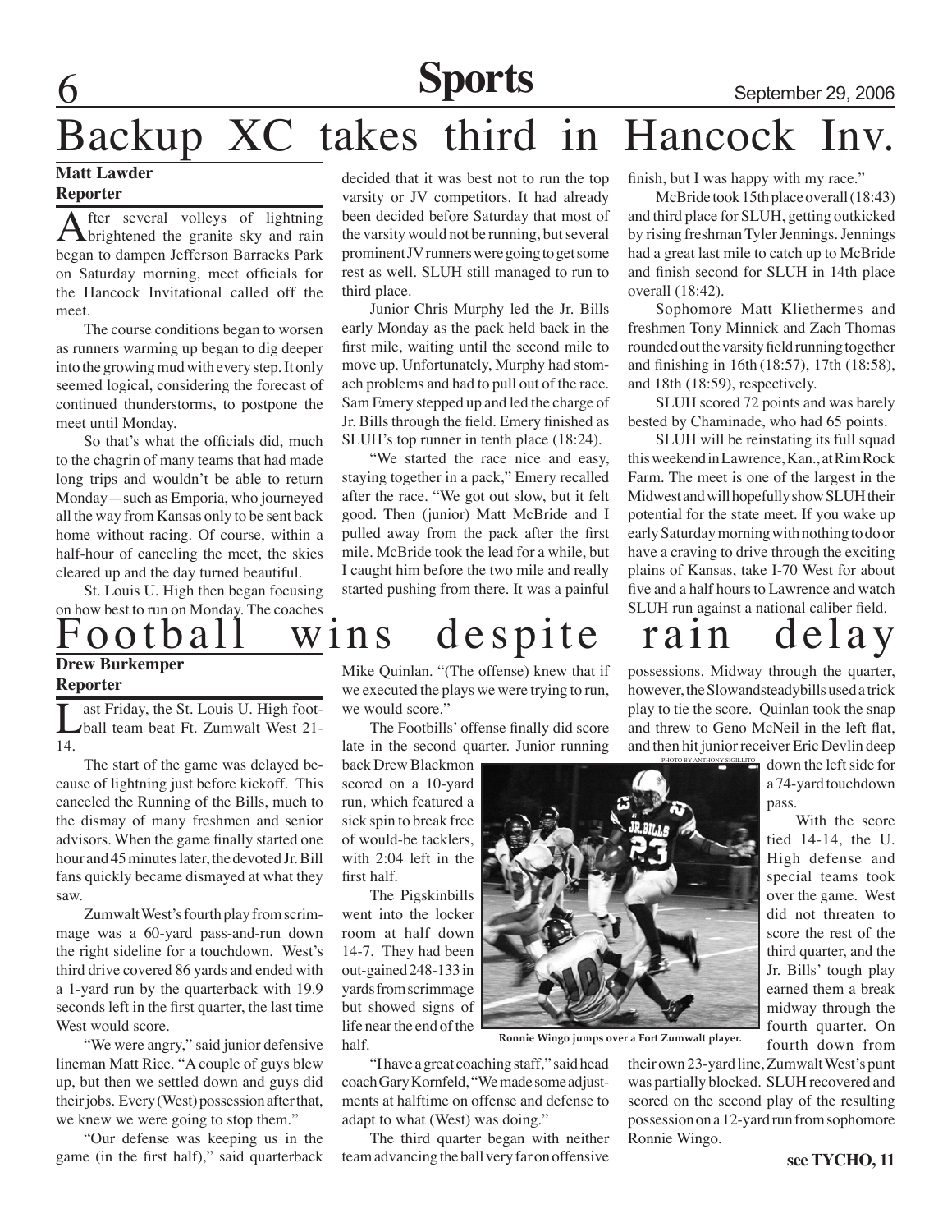# Backup XC takes third in Hancock Inv.

**Matt Lawder**
**Reporter**

After several volleys of lightning brightened the granite sky and rain began to dampen Jefferson Barracks Park on Saturday morning, meet officials for the Hancock Invitational called off the meet.

The course conditions began to worsen as runners warming up began to dig deeper into the growing mud with every step. It only seemed logical, considering the forecast of continued thunderstorms, to postpone the meet until Monday.

So that's what the officials did, much to the chagrin of many teams that had made long trips and wouldn't be able to return Monday—such as Emporia, who journeyed all the way from Kansas only to be sent back home without racing. Of course, within a half-hour of canceling the meet, the skies cleared up and the day turned beautiful.

St. Louis U. High then began focusing on how best to run on Monday. The coaches decided that it was best not to run the top varsity or JV competitors. It had already been decided before Saturday that most of the varsity would not be running, but several prominent JV runners were going to get some rest as well. SLUH still managed to run to third place.

Junior Chris Murphy led the Jr. Bills early Monday as the pack held back in the first mile, waiting until the second mile to move up. Unfortunately, Murphy had stomach problems and had to pull out of the race. Sam Emery stepped up and led the charge of Jr. Bills through the field. Emery finished as SLUH's top runner in tenth place (18:24).

"We started the race nice and easy, staying together in a pack," Emery recalled after the race. "We got out slow, but it felt good. Then (junior) Matt McBride and I pulled away from the pack after the first mile. McBride took the lead for a while, but I caught him before the two mile and really started pushing from there. It was a painful finish, but I was happy with my race."

McBride took 15th place overall (18:43) and third place for SLUH, getting outkicked by rising freshman Tyler Jennings. Jennings had a great last mile to catch up to McBride and finish second for SLUH in 14th place overall (18:42).

Sophomore Matt Kliethermes and freshmen Tony Minnick and Zach Thomas rounded out the varsity field running together and finishing in 16th (18:57), 17th (18:58), and 18th (18:59), respectively.

SLUH scored 72 points and was barely bested by Chaminade, who had 65 points.

SLUH will be reinstating its full squad this weekend in Lawrence, Kan., at Rim Rock Farm. The meet is one of the largest in the Midwest and will hopefully show SLUH their potential for the state meet. If you wake up early Saturday morning with nothing to do or have a craving to drive through the exciting plains of Kansas, take I-70 West for about five and a half hours to Lawrence and watch SLUH run against a national caliber field.

# Football wins despite rain delay

**Drew Burkemper**
**Reporter**

Last Friday, the St. Louis U. High football team beat Ft. Zumwalt West 21-14.

The start of the game was delayed because of lightning just before kickoff. This canceled the Running of the Bills, much to the dismay of many freshmen and senior advisors. When the game finally started one hour and 45 minutes later, the devoted Jr. Bill fans quickly became dismayed at what they saw.

Zumwalt West's fourth play from scrimmage was a 60-yard pass-and-run down the right sideline for a touchdown. West's third drive covered 86 yards and ended with a 1-yard run by the quarterback with 19.9 seconds left in the first quarter, the last time West would score.

"We were angry," said junior defensive lineman Matt Rice. "A couple of guys blew up, but then we settled down and guys did their jobs. Every (West) possession after that, we knew we were going to stop them."

"Our defense was keeping us in the game (in the first half)," said quarterback Mike Quinlan. "(The offense) knew that if we executed the plays we were trying to run, we would score."

The Footbills' offense finally did score late in the second quarter. Junior running back Drew Blackmon scored on a 10-yard run, which featured a sick spin to break free of would-be tacklers, with 2:04 left in the first half.

The Pigskinbills went into the locker room at half down 14-7. They had been out-gained 248-133 in yards from scrimmage but showed signs of life near the end of the half.

"I have a great coaching staff," said head coach Gary Kornfeld, "We made some adjustments at halftime on offense and defense to adapt to what (West) was doing."

The third quarter began with neither team advancing the ball very far on offensive possessions. Midway through the quarter, however, the Slowandsteadybills used a trick play to tie the score. Quinlan took the snap and threw to Geno McNeil in the left flat, and then hit junior receiver Eric Devlin deep down the left side for a 74-yard touchdown pass.

PHOTO BY ANTHONY SIGILLITO

Ronnie Wingo jumps over a Fort Zumwalt player.

With the score tied 14-14, the U. High defense and special teams took over the game. West did not threaten to score the rest of the third quarter, and the Jr. Bills' tough play earned them a break midway through the fourth quarter. On fourth down from their own 23-yard line, Zumwalt West's punt was partially blocked. SLUH recovered and scored on the second play of the resulting possession on a 12-yard run from sophomore Ronnie Wingo.

**see TYCHO, 11**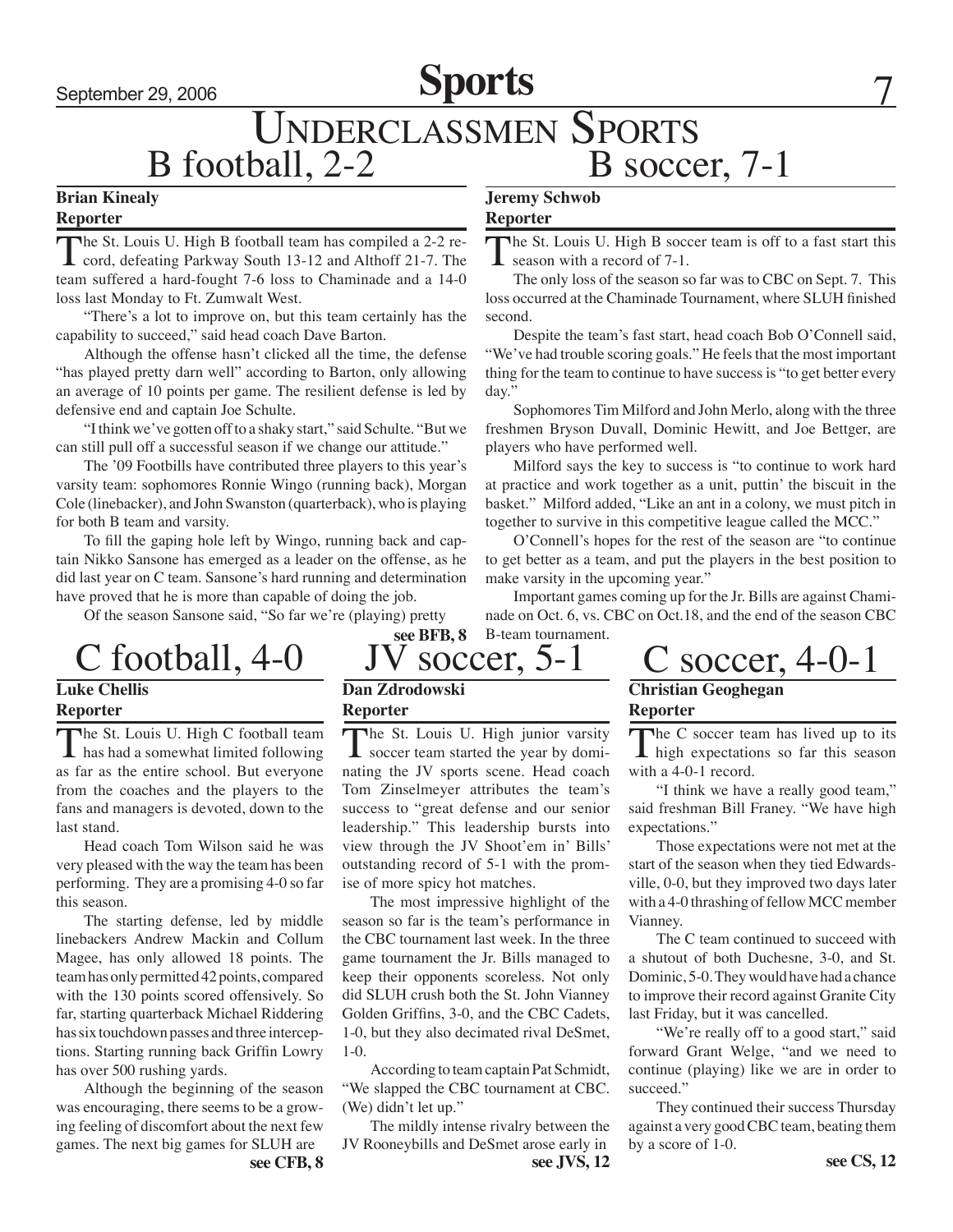# Underclassmen Sports

## B football, 2-2

**Brian Kinealy**
**Reporter**

The St. Louis U. High B football team has compiled a 2-2 record, defeating Parkway South 13-12 and Althoff 21-7. The team suffered a hard-fought 7-6 loss to Chaminade and a 14-0 loss last Monday to Ft. Zumwalt West.

"There's a lot to improve on, but this team certainly has the capability to succeed," said head coach Dave Barton.

Although the offense hasn't clicked all the time, the defense "has played pretty darn well" according to Barton, only allowing an average of 10 points per game. The resilient defense is led by defensive end and captain Joe Schulte.

"I think we've gotten off to a shaky start," said Schulte. "But we can still pull off a successful season if we change our attitude."

The '09 Footbills have contributed three players to this year's varsity team: sophomores Ronnie Wingo (running back), Morgan Cole (linebacker), and John Swanston (quarterback), who is playing for both B team and varsity.

To fill the gaping hole left by Wingo, running back and captain Nikko Sansone has emerged as a leader on the offense, as he did last year on C team. Sansone's hard running and determination have proved that he is more than capable of doing the job.

Of the season Sansone said, "So far we're (playing) pretty

**see BFB, 8**

## B soccer, 7-1

**Jeremy Schwob**
**Reporter**

The St. Louis U. High B soccer team is off to a fast start this season with a record of 7-1.

The only loss of the season so far was to CBC on Sept. 7. This loss occurred at the Chaminade Tournament, where SLUH finished second.

Despite the team's fast start, head coach Bob O'Connell said, "We've had trouble scoring goals." He feels that the most important thing for the team to continue to have success is "to get better every day."

Sophomores Tim Milford and John Merlo, along with the three freshmen Bryson Duvall, Dominic Hewitt, and Joe Bettger, are players who have performed well.

Milford says the key to success is "to continue to work hard at practice and work together as a unit, puttin' the biscuit in the basket." Milford added, "Like an ant in a colony, we must pitch in together to survive in this competitive league called the MCC."

O'Connell's hopes for the rest of the season are "to continue to get better as a team, and put the players in the best position to make varsity in the upcoming year."

Important games coming up for the Jr. Bills are against Chaminade on Oct. 6, vs. CBC on Oct.18, and the end of the season CBC B-team tournament.

## C football, 4-0

**Luke Chellis**
**Reporter**

The St. Louis U. High C football team has had a somewhat limited following as far as the entire school. But everyone from the coaches and the players to the fans and managers is devoted, down to the last stand.

Head coach Tom Wilson said he was very pleased with the way the team has been performing. They are a promising 4-0 so far this season.

The starting defense, led by middle linebackers Andrew Mackin and Collum Magee, has only allowed 18 points. The team has only permitted 42 points, compared with the 130 points scored offensively. So far, starting quarterback Michael Riddering has six touchdown passes and three interceptions. Starting running back Griffin Lowry has over 500 rushing yards.

Although the beginning of the season was encouraging, there seems to be a growing feeling of discomfort about the next few games. The next big games for SLUH are

**see CFB, 8**

## JV soccer, 5-1

**Dan Zdrodowski**
**Reporter**

The St. Louis U. High junior varsity soccer team started the year by dominating the JV sports scene. Head coach Tom Zinselmeyer attributes the team's success to "great defense and our senior leadership." This leadership bursts into view through the JV Shoot'em in' Bills' outstanding record of 5-1 with the promise of more spicy hot matches.

The most impressive highlight of the season so far is the team's performance in the CBC tournament last week. In the three game tournament the Jr. Bills managed to keep their opponents scoreless. Not only did SLUH crush both the St. John Vianney Golden Griffins, 3-0, and the CBC Cadets, 1-0, but they also decimated rival DeSmet, 1-0.

According to team captain Pat Schmidt, "We slapped the CBC tournament at CBC. (We) didn't let up."

The mildly intense rivalry between the JV Rooneybills and DeSmet arose early in

**see JVS, 12**

## C soccer, 4-0-1

**Christian Geoghegan**
**Reporter**

The C soccer team has lived up to its high expectations so far this season with a 4-0-1 record.

"I think we have a really good team," said freshman Bill Franey. "We have high expectations."

Those expectations were not met at the start of the season when they tied Edwardsville, 0-0, but they improved two days later with a 4-0 thrashing of fellow MCC member Vianney.

The C team continued to succeed with a shutout of both Duchesne, 3-0, and St. Dominic, 5-0. They would have had a chance to improve their record against Granite City last Friday, but it was cancelled.

"We're really off to a good start," said forward Grant Welge, "and we need to continue (playing) like we are in order to succeed."

They continued their success Thursday against a very good CBC team, beating them by a score of 1-0.

**see CS, 12**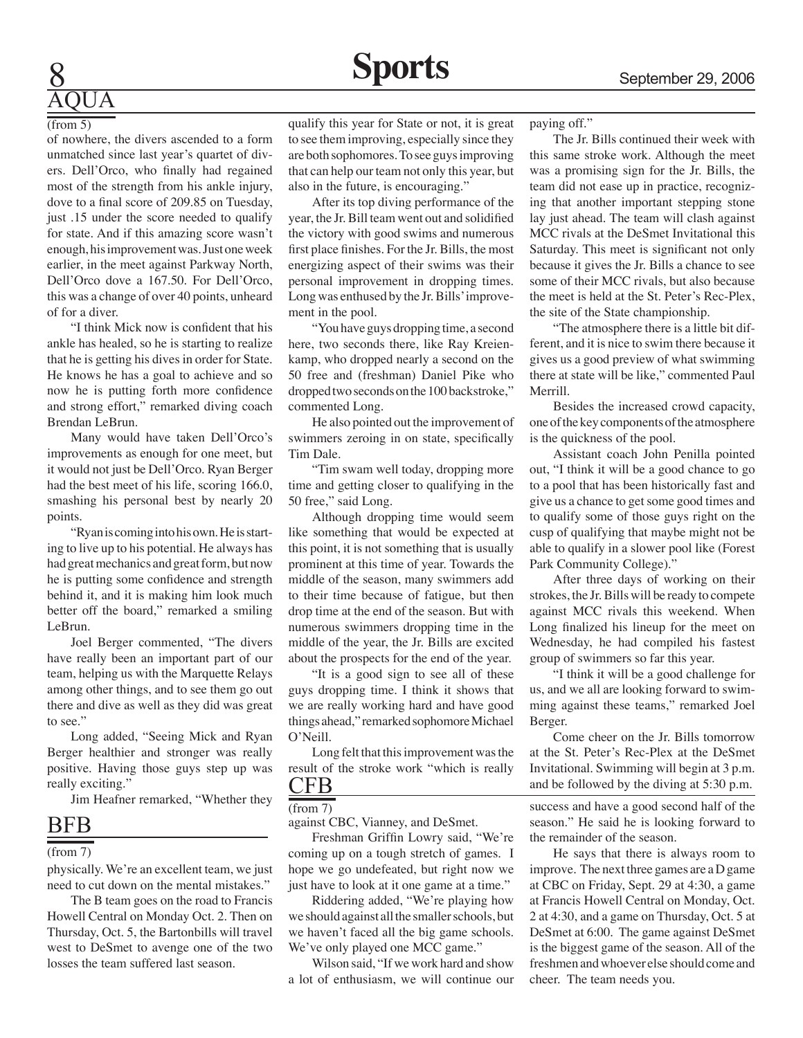## AQUA

(from 5)

of nowhere, the divers ascended to a form unmatched since last year's quartet of divers. Dell'Orco, who finally had regained most of the strength from his ankle injury, dove to a final score of 209.85 on Tuesday, just .15 under the score needed to qualify for state. And if this amazing score wasn't enough, his improvement was. Just one week earlier, in the meet against Parkway North, Dell'Orco dove a 167.50. For Dell'Orco, this was a change of over 40 points, unheard of for a diver.

"I think Mick now is confident that his ankle has healed, so he is starting to realize that he is getting his dives in order for State. He knows he has a goal to achieve and so now he is putting forth more confidence and strong effort," remarked diving coach Brendan LeBrun.

Many would have taken Dell'Orco's improvements as enough for one meet, but it would not just be Dell'Orco. Ryan Berger had the best meet of his life, scoring 166.0, smashing his personal best by nearly 20 points.

"Ryan is coming into his own. He is starting to live up to his potential. He always has had great mechanics and great form, but now he is putting some confidence and strength behind it, and it is making him look much better off the board," remarked a smiling LeBrun.

Joel Berger commented, "The divers have really been an important part of our team, helping us with the Marquette Relays among other things, and to see them go out there and dive as well as they did was great to see."

Long added, "Seeing Mick and Ryan Berger healthier and stronger was really positive. Having those guys step up was really exciting."

Jim Heafner remarked, "Whether they qualify this year for State or not, it is great to see them improving, especially since they are both sophomores. To see guys improving that can help our team not only this year, but also in the future, is encouraging."

After its top diving performance of the year, the Jr. Bill team went out and solidified the victory with good swims and numerous first place finishes. For the Jr. Bills, the most energizing aspect of their swims was their personal improvement in dropping times. Long was enthused by the Jr. Bills' improvement in the pool.

"You have guys dropping time, a second here, two seconds there, like Ray Kreienkamp, who dropped nearly a second on the 50 free and (freshman) Daniel Pike who dropped two seconds on the 100 backstroke," commented Long.

He also pointed out the improvement of swimmers zeroing in on state, specifically Tim Dale.

"Tim swam well today, dropping more time and getting closer to qualifying in the 50 free," said Long.

Although dropping time would seem like something that would be expected at this point, it is not something that is usually prominent at this time of year. Towards the middle of the season, many swimmers add to their time because of fatigue, but then drop time at the end of the season. But with numerous swimmers dropping time in the middle of the year, the Jr. Bills are excited about the prospects for the end of the year.

"It is a good sign to see all of these guys dropping time. I think it shows that we are really working hard and have good things ahead," remarked sophomore Michael O'Neill.

Long felt that this improvement was the result of the stroke work "which is really paying off."

The Jr. Bills continued their week with this same stroke work. Although the meet was a promising sign for the Jr. Bills, the team did not ease up in practice, recognizing that another important stepping stone lay just ahead. The team will clash against MCC rivals at the DeSmet Invitational this Saturday. This meet is significant not only because it gives the Jr. Bills a chance to see some of their MCC rivals, but also because the meet is held at the St. Peter's Rec-Plex, the site of the State championship.

"The atmosphere there is a little bit different, and it is nice to swim there because it gives us a good preview of what swimming there at state will be like," commented Paul Merrill.

Besides the increased crowd capacity, one of the key components of the atmosphere is the quickness of the pool.

Assistant coach John Penilla pointed out, "I think it will be a good chance to go to a pool that has been historically fast and give us a chance to get some good times and to qualify some of those guys right on the cusp of qualifying that maybe might not be able to qualify in a slower pool like (Forest Park Community College)."

After three days of working on their strokes, the Jr. Bills will be ready to compete against MCC rivals this weekend. When Long finalized his lineup for the meet on Wednesday, he had compiled his fastest group of swimmers so far this year.

"I think it will be a good challenge for us, and we all are looking forward to swimming against these teams," remarked Joel Berger.

Come cheer on the Jr. Bills tomorrow at the St. Peter's Rec-Plex at the DeSmet Invitational. Swimming will begin at 3 p.m. and be followed by the diving at 5:30 p.m.

## BFB

(from 7)

physically. We're an excellent team, we just need to cut down on the mental mistakes."

The B team goes on the road to Francis Howell Central on Monday Oct. 2. Then on Thursday, Oct. 5, the Bartonbills will travel west to DeSmet to avenge one of the two losses the team suffered last season.

## CFB

(from 7)

against CBC, Vianney, and DeSmet.

Freshman Griffin Lowry said, "We're coming up on a tough stretch of games. I hope we go undefeated, but right now we just have to look at it one game at a time."

Riddering added, "We're playing how we should against all the smaller schools, but we haven't faced all the big game schools. We've only played one MCC game."

Wilson said, "If we work hard and show a lot of enthusiasm, we will continue our success and have a good second half of the season." He said he is looking forward to the remainder of the season.

He says that there is always room to improve. The next three games are a D game at CBC on Friday, Sept. 29 at 4:30, a game at Francis Howell Central on Monday, Oct. 2 at 4:30, and a game on Thursday, Oct. 5 at DeSmet at 6:00. The game against DeSmet is the biggest game of the season. All of the freshmen and whoever else should come and cheer. The team needs you.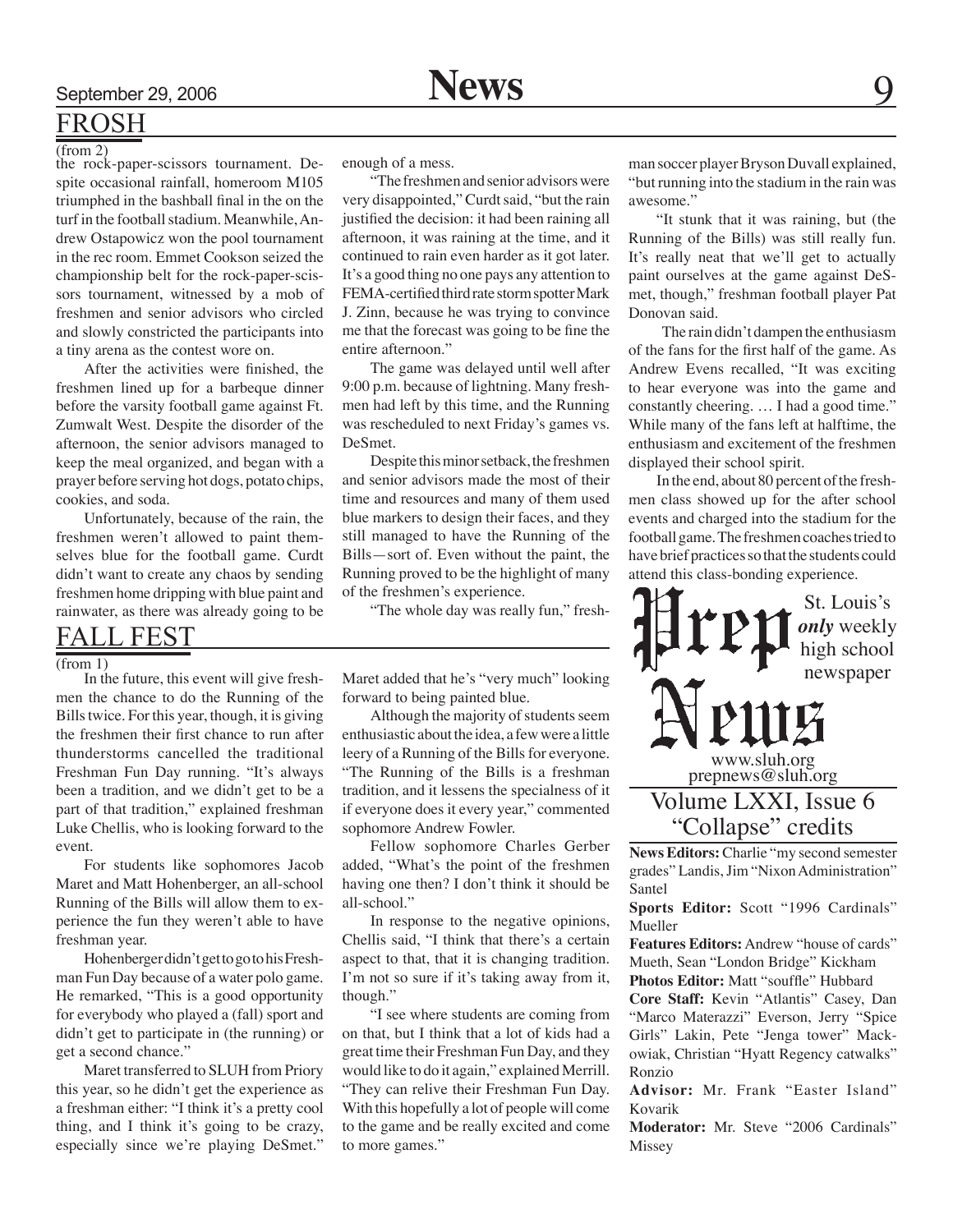## FROSH

(from 2)

the rock-paper-scissors tournament. Despite occasional rainfall, homeroom M105 triumphed in the bashball final in the on the turf in the football stadium. Meanwhile, Andrew Ostapowicz won the pool tournament in the rec room. Emmet Cookson seized the championship belt for the rock-paper-scissors tournament, witnessed by a mob of freshmen and senior advisors who circled and slowly constricted the participants into a tiny arena as the contest wore on.

After the activities were finished, the freshmen lined up for a barbeque dinner before the varsity football game against Ft. Zumwalt West. Despite the disorder of the afternoon, the senior advisors managed to keep the meal organized, and began with a prayer before serving hot dogs, potato chips, cookies, and soda.

Unfortunately, because of the rain, the freshmen weren't allowed to paint themselves blue for the football game. Curdt didn't want to create any chaos by sending freshmen home dripping with blue paint and rainwater, as there was already going to be enough of a mess.

"The freshmen and senior advisors were very disappointed," Curdt said, "but the rain justified the decision: it had been raining all afternoon, it was raining at the time, and it continued to rain even harder as it got later. It's a good thing no one pays any attention to FEMA-certified third rate storm spotter Mark J. Zinn, because he was trying to convince me that the forecast was going to be fine the entire afternoon."

The game was delayed until well after 9:00 p.m. because of lightning. Many freshmen had left by this time, and the Running was rescheduled to next Friday's games vs. DeSmet.

Despite this minor setback, the freshmen and senior advisors made the most of their time and resources and many of them used blue markers to design their faces, and they still managed to have the Running of the Bills—sort of. Even without the paint, the Running proved to be the highlight of many of the freshmen's experience.

"The whole day was really fun," freshman soccer player Bryson Duvall explained, "but running into the stadium in the rain was awesome."

"It stunk that it was raining, but (the Running of the Bills) was still really fun. It's really neat that we'll get to actually paint ourselves at the game against DeSmet, though," freshman football player Pat Donovan said.

The rain didn't dampen the enthusiasm of the fans for the first half of the game. As Andrew Evens recalled, "It was exciting to hear everyone was into the game and constantly cheering. … I had a good time." While many of the fans left at halftime, the enthusiasm and excitement of the freshmen displayed their school spirit.

In the end, about 80 percent of the freshmen class showed up for the after school events and charged into the stadium for the football game. The freshmen coaches tried to have brief practices so that the students could attend this class-bonding experience.

## FALL FEST

(from 1)

In the future, this event will give freshmen the chance to do the Running of the Bills twice. For this year, though, it is giving the freshmen their first chance to run after thunderstorms cancelled the traditional Freshman Fun Day running. "It's always been a tradition, and we didn't get to be a part of that tradition," explained freshman Luke Chellis, who is looking forward to the event.

For students like sophomores Jacob Maret and Matt Hohenberger, an all-school Running of the Bills will allow them to experience the fun they weren't able to have freshman year.

Hohenberger didn't get to go to his Freshman Fun Day because of a water polo game. He remarked, "This is a good opportunity for everybody who played a (fall) sport and didn't get to participate in (the running) or get a second chance."

Maret transferred to SLUH from Priory this year, so he didn't get the experience as a freshman either: "I think it's a pretty cool thing, and I think it's going to be crazy, especially since we're playing DeSmet." Maret added that he's "very much" looking forward to being painted blue.

Although the majority of students seem enthusiastic about the idea, a few were a little leery of a Running of the Bills for everyone. "The Running of the Bills is a freshman tradition, and it lessens the specialness of it if everyone does it every year," commented sophomore Andrew Fowler.

Fellow sophomore Charles Gerber added, "What's the point of the freshmen having one then? I don't think it should be all-school."

In response to the negative opinions, Chellis said, "I think that there's a certain aspect to that, that it is changing tradition. I'm not so sure if it's taking away from it, though."

"I see where students are coming from on that, but I think that a lot of kids had a great time their Freshman Fun Day, and they would like to do it again," explained Merrill. "They can relive their Freshman Fun Day. With this hopefully a lot of people will come to the game and be really excited and come to more games."

---

# Prep News

St. Louis's ***only*** weekly high school newspaper

www.sluh.org
prepnews@sluh.org

## Volume LXXI, Issue 6
## "Collapse" credits

**News Editors:** Charlie "my second semester grades" Landis, Jim "Nixon Administration" Santel

**Sports Editor:** Scott "1996 Cardinals" Mueller

**Features Editors:** Andrew "house of cards" Mueth, Sean "London Bridge" Kickham

**Photos Editor:** Matt "souffle" Hubbard

**Core Staff:** Kevin "Atlantis" Casey, Dan "Marco Materazzi" Everson, Jerry "Spice Girls" Lakin, Pete "Jenga tower" Mackowiak, Christian "Hyatt Regency catwalks" Ronzio

**Advisor:** Mr. Frank "Easter Island" Kovarik

**Moderator:** Mr. Steve "2006 Cardinals" Missey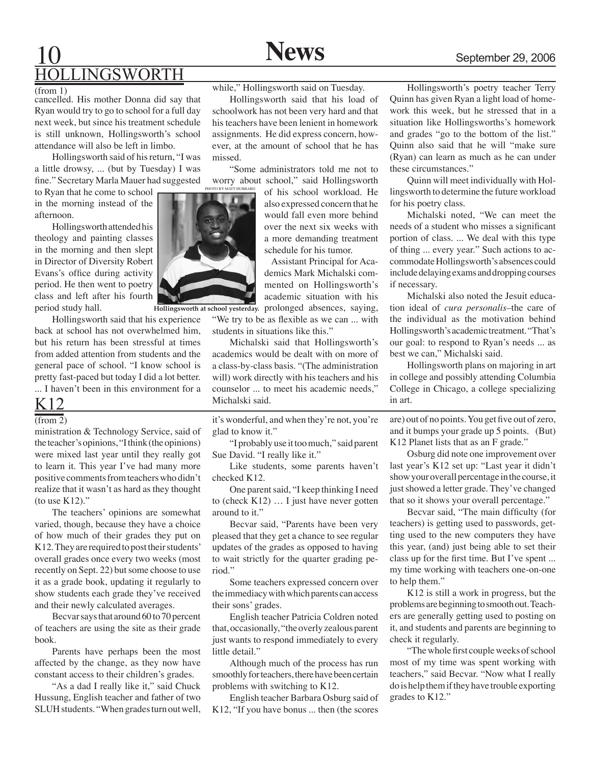## HOLLINGSWORTH

(from 1)

cancelled. His mother Donna did say that Ryan would try to go to school for a full day next week, but since his treatment schedule is still unknown, Hollingsworth's school attendance will also be left in limbo.

Hollingsworth said of his return, "I was a little drowsy, ... (but by Tuesday) I was fine." Secretary Marla Mauer had suggested to Ryan that he come to school in the morning instead of the afternoon.

Hollingsworth attended his theology and painting classes in the morning and then slept in Director of Diversity Robert Evans's office during activity period. He then went to poetry class and left after his fourth period study hall.

Hollingsworth said that his experience back at school has not overwhelmed him, but his return has been stressful at times from added attention from students and the general pace of school. "I know school is pretty fast-paced but today I did a lot better. ... I haven't been in this environment for a while," Hollingsworth said on Tuesday.

Hollingsworth said that his load of schoolwork has not been very hard and that his teachers have been lenient in homework assignments. He did express concern, however, at the amount of school that he has missed.

"Some administrators told me not to worry about school," said Hollingsworth of his school workload. He also expressed concern that he would fall even more behind over the next six weeks with a more demanding treatment schedule for his tumor.

PHOTO BY MATT HUBBARD

**Hollingsworth at school yesterday.**

Assistant Principal for Academics Mark Michalski commented on Hollingsworth's academic situation with his prolonged absences, saying, "We try to be as flexible as we can ... with students in situations like this."

Michalski said that Hollingsworth's academics would be dealt with on more of a class-by-class basis. "(The administration will) work directly with his teachers and his counselor ... to meet his academic needs," Michalski said.

Hollingsworth's poetry teacher Terry Quinn has given Ryan a light load of homework this week, but he stressed that in a situation like Hollingsworths's homework and grades "go to the bottom of the list." Quinn also said that he will "make sure (Ryan) can learn as much as he can under these circumstances."

Quinn will meet individually with Hollingsworth to determine the future workload for his poetry class.

Michalski noted, "We can meet the needs of a student who misses a significant portion of class. ... We deal with this type of thing ... every year." Such actions to accommodate Hollingsworth's absences could include delaying exams and dropping courses if necessary.

Michalski also noted the Jesuit education ideal of *cura personalis*–the care of the individual as the motivation behind Hollingsworth's academic treatment. "That's our goal: to respond to Ryan's needs ... as best we can," Michalski said.

Hollingsworth plans on majoring in art in college and possibly attending Columbia College in Chicago, a college specializing in art.

## K12

(from 2)

ministration & Technology Service, said of the teacher's opinions, "I think (the opinions) were mixed last year until they really got to learn it. This year I've had many more positive comments from teachers who didn't realize that it wasn't as hard as they thought (to use K12)."

The teachers' opinions are somewhat varied, though, because they have a choice of how much of their grades they put on K12. They are required to post their students' overall grades once every two weeks (most recently on Sept. 22) but some choose to use it as a grade book, updating it regularly to show students each grade they've received and their newly calculated averages.

Becvar says that around 60 to 70 percent of teachers are using the site as their grade book.

Parents have perhaps been the most affected by the change, as they now have constant access to their children's grades.

"As a dad I really like it," said Chuck Hussung, English teacher and father of two SLUH students. "When grades turn out well, it's wonderful, and when they're not, you're glad to know it."

"I probably use it too much," said parent Sue David. "I really like it."

Like students, some parents haven't checked K12.

One parent said, "I keep thinking I need to (check K12) … I just have never gotten around to it."

Becvar said, "Parents have been very pleased that they get a chance to see regular updates of the grades as opposed to having to wait strictly for the quarter grading period."

Some teachers expressed concern over the immediacy with which parents can access their sons' grades.

English teacher Patricia Coldren noted that, occasionally, "the overly zealous parent just wants to respond immediately to every little detail."

Although much of the process has run smoothly for teachers, there have been certain problems with switching to K12.

English teacher Barbara Osburg said of K12, "If you have bonus ... then (the scores are) out of no points. You get five out of zero, and it bumps your grade up 5 points. (But) K12 Planet lists that as an F grade."

Osburg did note one improvement over last year's K12 set up: "Last year it didn't show your overall percentage in the course, it just showed a letter grade. They've changed that so it shows your overall percentage."

Becvar said, "The main difficulty (for teachers) is getting used to passwords, getting used to the new computers they have this year, (and) just being able to set their class up for the first time. But I've spent ... my time working with teachers one-on-one to help them."

K12 is still a work in progress, but the problems are beginning to smooth out. Teachers are generally getting used to posting on it, and students and parents are beginning to check it regularly.

"The whole first couple weeks of school most of my time was spent working with teachers," said Becvar. "Now what I really do is help them if they have trouble exporting grades to K12."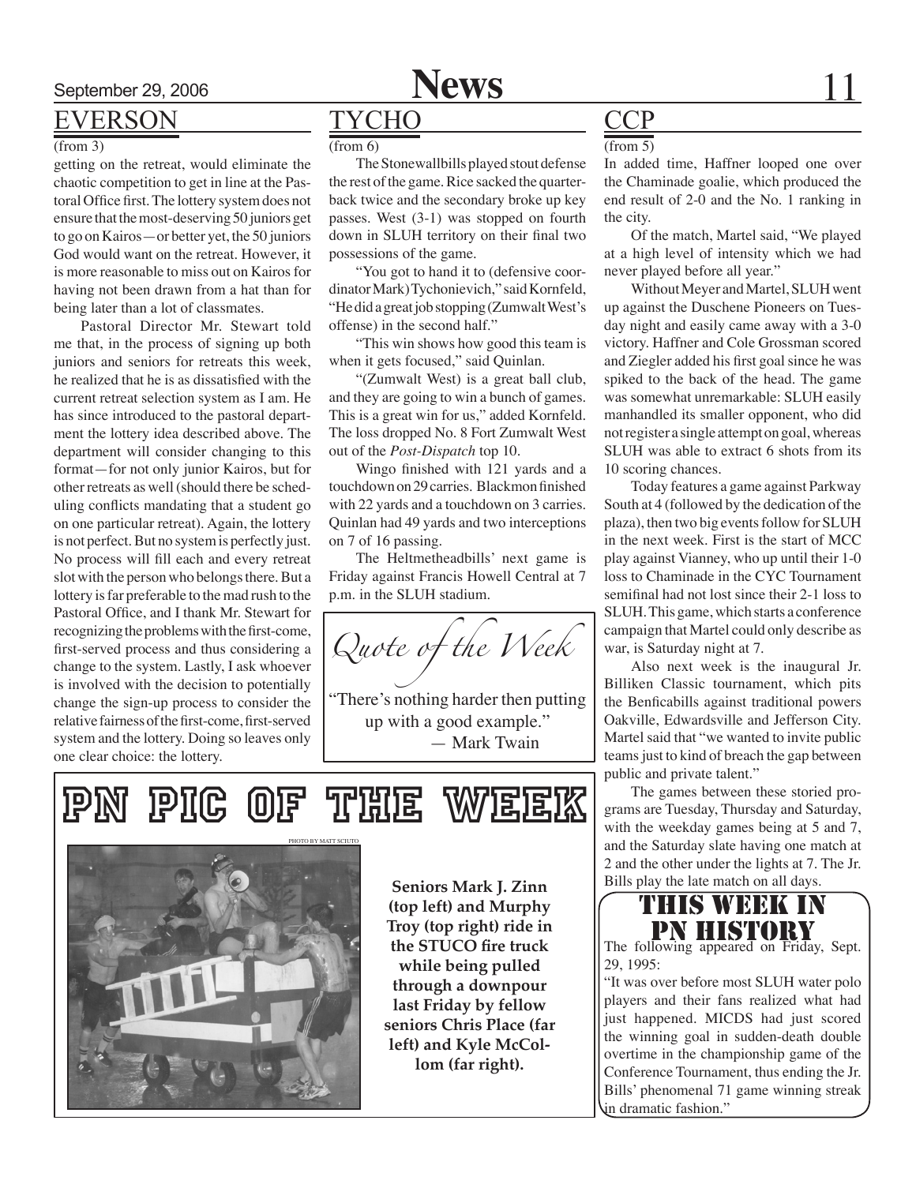## EVERSON

(from 3)

getting on the retreat, would eliminate the chaotic competition to get in line at the Pastoral Office first. The lottery system does not ensure that the most-deserving 50 juniors get to go on Kairos—or better yet, the 50 juniors God would want on the retreat. However, it is more reasonable to miss out on Kairos for having not been drawn from a hat than for being later than a lot of classmates.

Pastoral Director Mr. Stewart told me that, in the process of signing up both juniors and seniors for retreats this week, he realized that he is as dissatisfied with the current retreat selection system as I am. He has since introduced to the pastoral department the lottery idea described above. The department will consider changing to this format—for not only junior Kairos, but for other retreats as well (should there be scheduling conflicts mandating that a student go on one particular retreat). Again, the lottery is not perfect. But no system is perfectly just. No process will fill each and every retreat slot with the person who belongs there. But a lottery is far preferable to the mad rush to the Pastoral Office, and I thank Mr. Stewart for recognizing the problems with the first-come, first-served process and thus considering a change to the system. Lastly, I ask whoever is involved with the decision to potentially change the sign-up process to consider the relative fairness of the first-come, first-served system and the lottery. Doing so leaves only one clear choice: the lottery.

## TYCHO

(from 6)

The Stonewallbills played stout defense the rest of the game. Rice sacked the quarterback twice and the secondary broke up key passes. West (3-1) was stopped on fourth down in SLUH territory on their final two possessions of the game.

"You got to hand it to (defensive coordinator Mark) Tychonievich," said Kornfeld, "He did a great job stopping (Zumwalt West's offense) in the second half."

"This win shows how good this team is when it gets focused," said Quinlan.

"(Zumwalt West) is a great ball club, and they are going to win a bunch of games. This is a great win for us," added Kornfeld. The loss dropped No. 8 Fort Zumwalt West out of the *Post-Dispatch* top 10.

Wingo finished with 121 yards and a touchdown on 29 carries. Blackmon finished with 22 yards and a touchdown on 3 carries. Quinlan had 49 yards and two interceptions on 7 of 16 passing.

The Heltmetheadbills' next game is Friday against Francis Howell Central at 7 p.m. in the SLUH stadium.

### *Quote of the Week*

"There's nothing harder then putting up with a good example."
— Mark Twain

## CCP

(from 5)

In added time, Haffner looped one over the Chaminade goalie, which produced the end result of 2-0 and the No. 1 ranking in the city.

Of the match, Martel said, "We played at a high level of intensity which we had never played before all year."

Without Meyer and Martel, SLUH went up against the Duschene Pioneers on Tuesday night and easily came away with a 3-0 victory. Haffner and Cole Grossman scored and Ziegler added his first goal since he was spiked to the back of the head. The game was somewhat unremarkable: SLUH easily manhandled its smaller opponent, who did not register a single attempt on goal, whereas SLUH was able to extract 6 shots from its 10 scoring chances.

Today features a game against Parkway South at 4 (followed by the dedication of the plaza), then two big events follow for SLUH in the next week. First is the start of MCC play against Vianney, who up until their 1-0 loss to Chaminade in the CYC Tournament semifinal had not lost since their 2-1 loss to SLUH. This game, which starts a conference campaign that Martel could only describe as war, is Saturday night at 7.

Also next week is the inaugural Jr. Billiken Classic tournament, which pits the Benficabills against traditional powers Oakville, Edwardsville and Jefferson City. Martel said that "we wanted to invite public teams just to kind of breach the gap between public and private talent."

The games between these storied programs are Tuesday, Thursday and Saturday, with the weekday games being at 5 and 7, and the Saturday slate having one match at 2 and the other under the lights at 7. The Jr. Bills play the late match on all days.

## PN PIC OF THE WEEK

PHOTO BY MATT SCIUTO

**Seniors Mark J. Zinn (top left) and Murphy Troy (top right) ride in the STUCO fire truck while being pulled through a downpour last Friday by fellow seniors Chris Place (far left) and Kyle McCollom (far right).**

## THIS WEEK IN PN HISTORY

The following appeared on Friday, Sept. 29, 1995:

"It was over before most SLUH water polo players and their fans realized what had just happened. MICDS had just scored the winning goal in sudden-death double overtime in the championship game of the Conference Tournament, thus ending the Jr. Bills' phenomenal 71 game winning streak in dramatic fashion."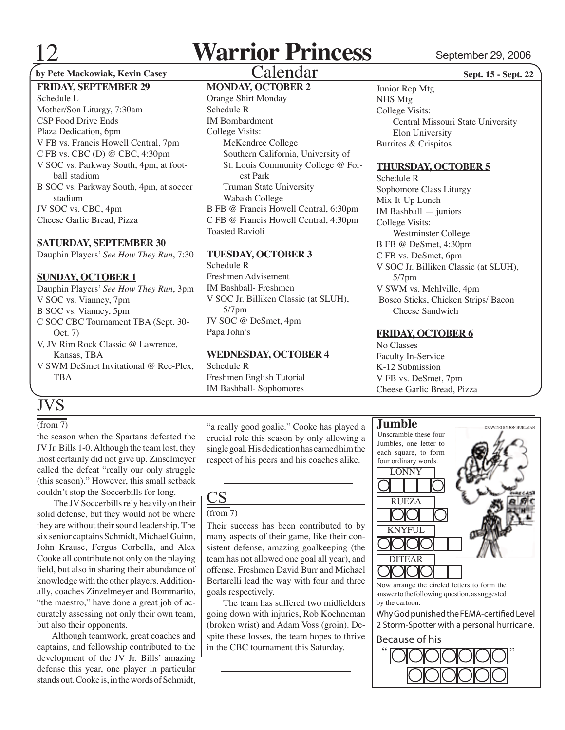# Calendar

by Pete Mackowiak, Kevin Casey

Sept. 15 - Sept. 22

**FRIDAY, SEPTEMBER 29**

Schedule L
Mother/Son Liturgy, 7:30am
CSP Food Drive Ends
Plaza Dedication, 6pm
V FB vs. Francis Howell Central, 7pm
C FB vs. CBC (D) @ CBC, 4:30pm
V SOC vs. Parkway South, 4pm, at football stadium
B SOC vs. Parkway South, 4pm, at soccer stadium
JV SOC vs. CBC, 4pm
Cheese Garlic Bread, Pizza

**SATURDAY, SEPTEMBER 30**

Dauphin Players' *See How They Run*, 7:30

**SUNDAY, OCTOBER 1**

Dauphin Players' *See How They Run*, 3pm
V SOC vs. Vianney, 7pm
B SOC vs. Vianney, 5pm
C SOC CBC Tournament TBA (Sept. 30-Oct. 7)
V, JV Rim Rock Classic @ Lawrence, Kansas, TBA
V SWM DeSmet Invitational @ Rec-Plex, TBA

**MONDAY, OCTOBER 2**

Orange Shirt Monday
Schedule R
IM Bombardment
College Visits:
- McKendree College
- Southern California, University of
- St. Louis Community College @ Forest Park
- Truman State University
- Wabash College

B FB @ Francis Howell Central, 6:30pm
C FB @ Francis Howell Central, 4:30pm
Toasted Ravioli

**TUESDAY, OCTOBER 3**

Schedule R
Freshmen Advisement
IM Bashball- Freshmen
V SOC Jr. Billiken Classic (at SLUH), 5/7pm
JV SOC @ DeSmet, 4pm
Papa John's

**WEDNESDAY, OCTOBER 4**

Schedule R
Freshmen English Tutorial
IM Bashball- Sophomores
Junior Rep Mtg
NHS Mtg
College Visits:
- Central Missouri State University
- Elon University

Burritos & Crispitos

**THURSDAY, OCTOBER 5**

Schedule R
Sophomore Class Liturgy
Mix-It-Up Lunch
IM Bashball — juniors
College Visits:
- Westminster College

B FB @ DeSmet, 4:30pm
C FB vs. DeSmet, 6pm
V SOC Jr. Billiken Classic (at SLUH), 5/7pm
V SWM vs. Mehlville, 4pm
Bosco Sticks, Chicken Strips/ Bacon Cheese Sandwich

**FRIDAY, OCTOBER 6**

No Classes
Faculty In-Service
K-12 Submission
V FB vs. DeSmet, 7pm
Cheese Garlic Bread, Pizza

## JVS

(from 7)

the season when the Spartans defeated the JV Jr. Bills 1-0. Although the team lost, they most certainly did not give up. Zinselmeyer called the defeat "really our only struggle (this season)." However, this small setback couldn't stop the Soccerbills for long.

The JV Soccerbills rely heavily on their solid defense, but they would not be where they are without their sound leadership. The six senior captains Schmidt, Michael Guinn, John Krause, Fergus Corbella, and Alex Cooke all contribute not only on the playing field, but also in sharing their abundance of knowledge with the other players. Additionally, coaches Zinzelmeyer and Bommarito, "the maestro," have done a great job of accurately assessing not only their own team, but also their opponents.

Although teamwork, great coaches and captains, and fellowship contributed to the development of the JV Jr. Bills' amazing defense this year, one player in particular stands out. Cooke is, in the words of Schmidt, "a really good goalie." Cooke has played a crucial role this season by only allowing a single goal. His dedication has earned him the respect of his peers and his coaches alike.

## CS

(from 7)

Their success has been contributed to by many aspects of their game, like their consistent defense, amazing goalkeeping (the team has not allowed one goal all year), and offense. Freshmen David Burr and Michael Bertarelli lead the way with four and three goals respectively.

The team has suffered two midfielders going down with injuries, Rob Koehneman (broken wrist) and Adam Voss (groin). Despite these losses, the team hopes to thrive in the CBC tournament this Saturday.

## Jumble

DRAWING BY JON HUELMAN

Unscramble these four Jumbles, one letter to each square, to form four ordinary words.

LONNY

RUEZA

KNYFUL

DITEAR

Now arrange the circled letters to form the answer to the following question, as suggested by the cartoon.

Why God punished the FEMA-certified Level 2 Storm-Spotter with a personal hurricane.

Because of his " "